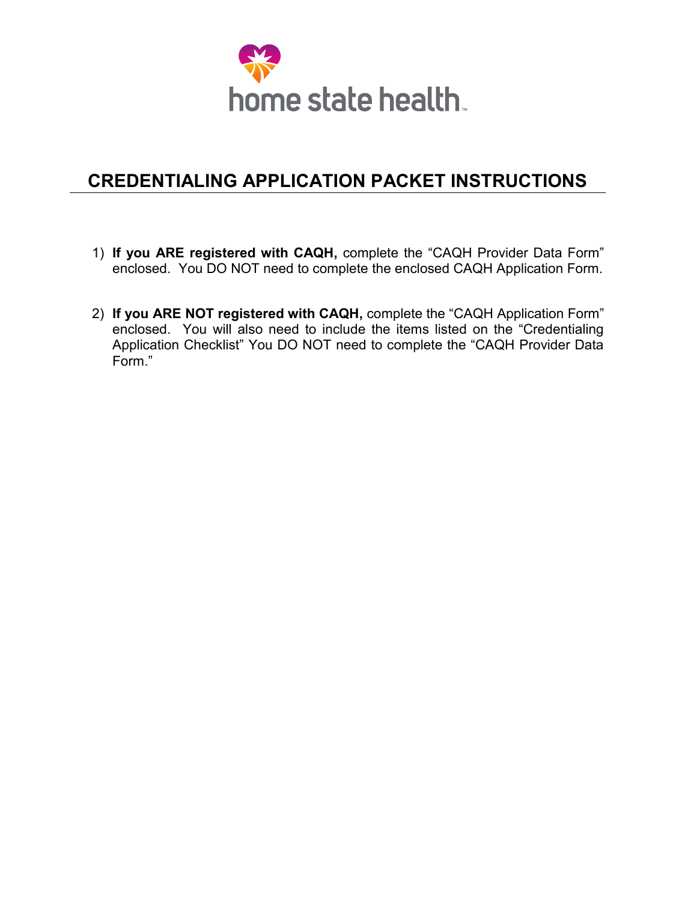home state health

# CREDENTIALING APPLICATION PACKET INSTRUCTIONS

1) **If you ARE registered with CAQH,** complete the "CAQH Provider Data Form" enclosed. You DO NOT need to complete the enclosed CAQH Application Form.

2) **If you ARE NOT registered with CAQH,** complete the "CAQH Application Form" enclosed. You will also need to include the items listed on the "Credentialing Application Checklist" You DO NOT need to complete the "CAQH Provider Data Form."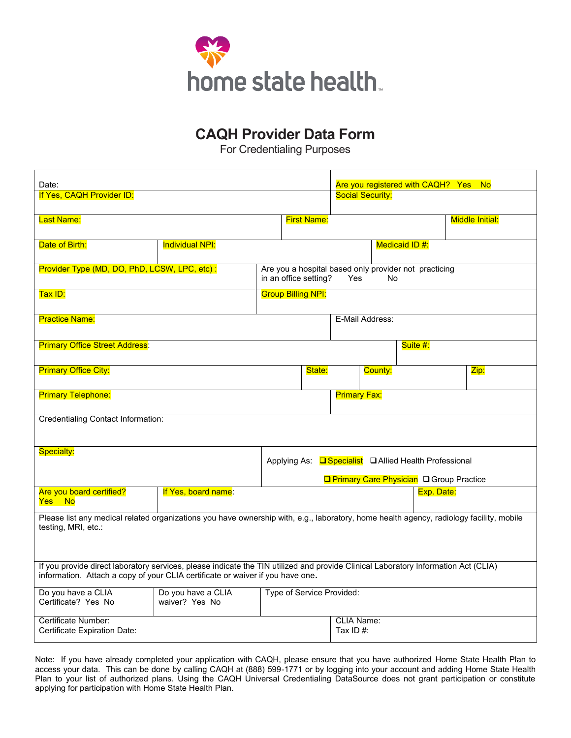home state health

# CAQH Provider Data Form

For Credentialing Purposes

| | |
|---|---|
| Date: | Are you registered with CAQH? Yes No |
| If Yes, CAQH Provider ID: | Social Security: |

| | | |
|---|---|---|
| Last Name: | First Name: | Middle Initial: |

| | | |
|---|---|---|
| Date of Birth: | Individual NPI: | Medicaid ID #: |

| | |
|---|---|
| Provider Type (MD, DO, PhD, LCSW, LPC, etc) : | Are you a hospital based only provider not practicing in an office setting? Yes No |
| Tax ID: | Group Billing NPI: |
| Practice Name: | E-Mail Address: |
| Primary Office Street Address: | Suite #: |

| | | | |
|---|---|---|---|
| Primary Office City: | State: | County: | Zip: |

| | |
|---|---|
| Primary Telephone: | Primary Fax: |

Credentialing Contact Information:

| | |
|---|---|
| Specialty: | Applying As: ❑ Specialist ❑ Allied Health Professional ❑ Primary Care Physician ❑ Group Practice |

| | | |
|---|---|---|
| Are you board certified? Yes No | If Yes, board name: | Exp. Date: |

Please list any medical related organizations you have ownership with, e.g., laboratory, home health agency, radiology facility, mobile testing, MRI, etc.:

If you provide direct laboratory services, please indicate the TIN utilized and provide Clinical Laboratory Information Act (CLIA) information. Attach a copy of your CLIA certificate or waiver if you have one.

| | | |
|---|---|---|
| Do you have a CLIA Certificate? Yes No | Do you have a CLIA waiver? Yes No | Type of Service Provided: |

| | |
|---|---|
| Certificate Number:<br>Certificate Expiration Date: | CLIA Name:<br>Tax ID #: |

Note: If you have already completed your application with CAQH, please ensure that you have authorized Home State Health Plan to access your data. This can be done by calling CAQH at (888) 599-1771 or by logging into your account and adding Home State Health Plan to your list of authorized plans. Using the CAQH Universal Credentialing DataSource does not grant participation or constitute applying for participation with Home State Health Plan.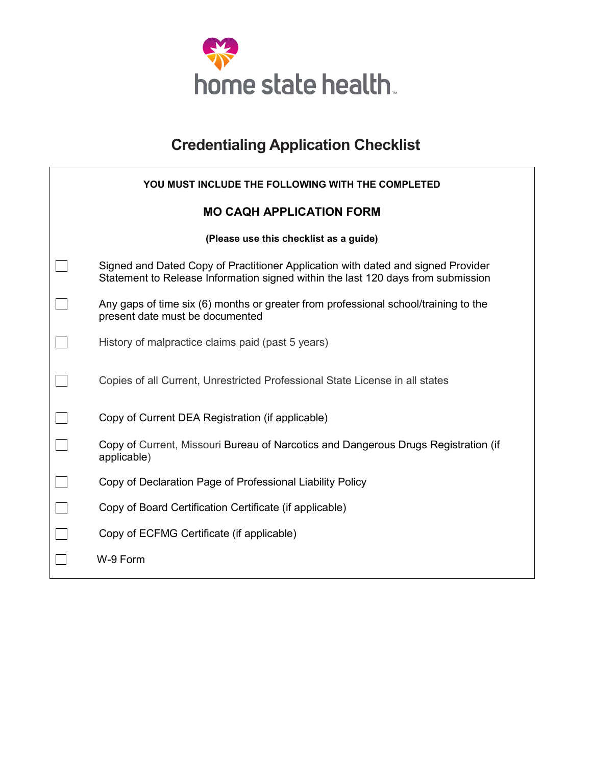home state health

# Credentialing Application Checklist

**YOU MUST INCLUDE THE FOLLOWING WITH THE COMPLETED**

**MO CAQH APPLICATION FORM**

**(Please use this checklist as a guide)**

- [ ] Signed and Dated Copy of Practitioner Application with dated and signed Provider Statement to Release Information signed within the last 120 days from submission
- [ ] Any gaps of time six (6) months or greater from professional school/training to the present date must be documented
- [ ] History of malpractice claims paid (past 5 years)
- [ ] Copies of all Current, Unrestricted Professional State License in all states
- [ ] Copy of Current DEA Registration (if applicable)
- [ ] Copy of Current, Missouri Bureau of Narcotics and Dangerous Drugs Registration (if applicable)
- [ ] Copy of Declaration Page of Professional Liability Policy
- [ ] Copy of Board Certification Certificate (if applicable)
- [ ] Copy of ECFMG Certificate (if applicable)
- [ ] W-9 Form